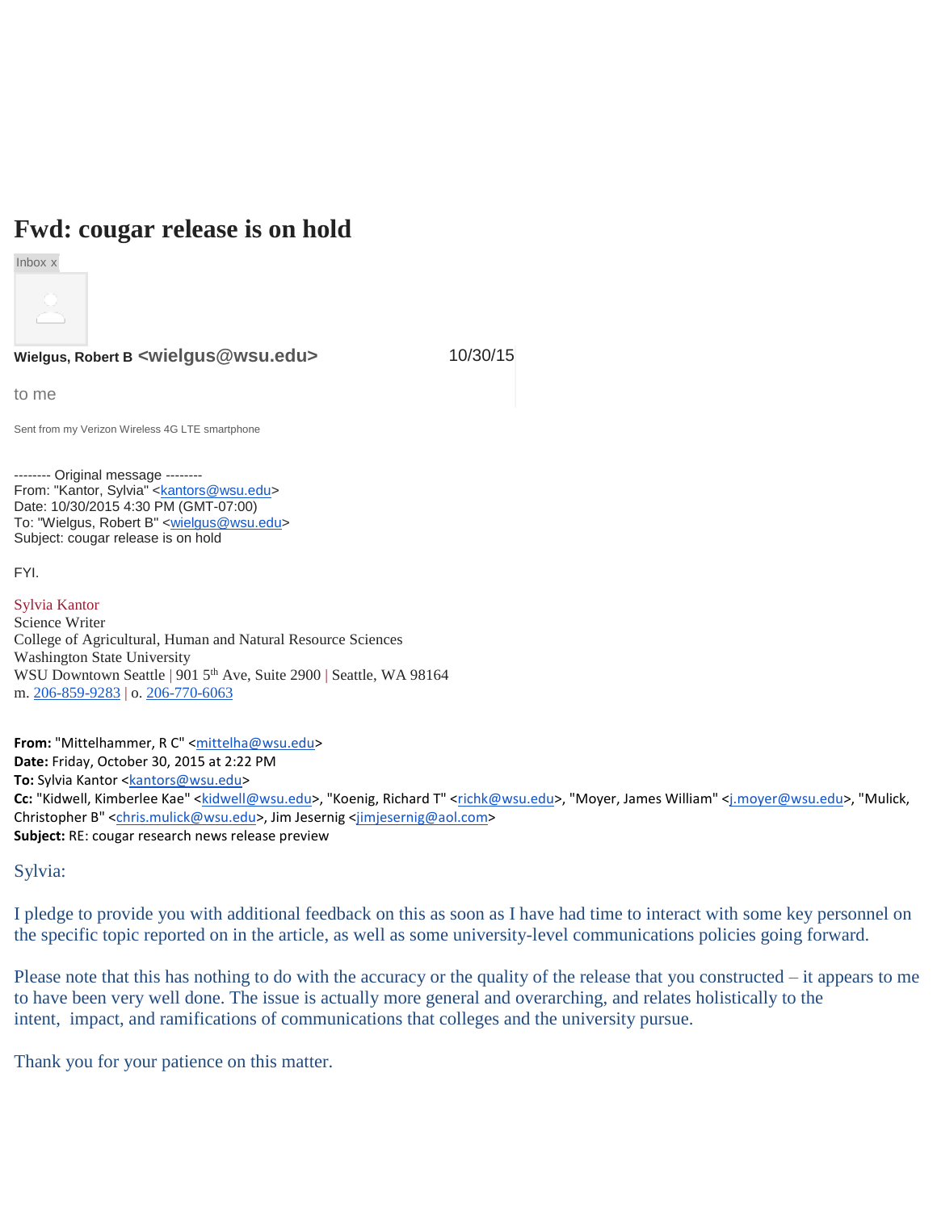# Fwd: cougar release is on hold

Inbox x

**Wielgus, Robert B** <wielgus@wsu.edu> 10/30/15

to me

Sent from my Verizon Wireless 4G LTE smartphone

-------- Original message --------
From: "Kantor, Sylvia" <kantors@wsu.edu>
Date: 10/30/2015 4:30 PM (GMT-07:00)
To: "Wielgus, Robert B" <wielgus@wsu.edu>
Subject: cougar release is on hold

FYI.

Sylvia Kantor
Science Writer
College of Agricultural, Human and Natural Resource Sciences
Washington State University
WSU Downtown Seattle | 901 5th Ave, Suite 2900 | Seattle, WA 98164
m. 206-859-9283 | o. 206-770-6063

**From:** "Mittelhammer, R C" <mittelha@wsu.edu>
**Date:** Friday, October 30, 2015 at 2:22 PM
**To:** Sylvia Kantor <kantors@wsu.edu>
**Cc:** "Kidwell, Kimberlee Kae" <kidwell@wsu.edu>, "Koenig, Richard T" <richk@wsu.edu>, "Moyer, James William" <j.moyer@wsu.edu>, "Mulick, Christopher B" <chris.mulick@wsu.edu>, Jim Jesernig <jimjesernig@aol.com>
**Subject:** RE: cougar research news release preview

Sylvia:

I pledge to provide you with additional feedback on this as soon as I have had time to interact with some key personnel on the specific topic reported on in the article, as well as some university-level communications policies going forward.

Please note that this has nothing to do with the accuracy or the quality of the release that you constructed – it appears to me to have been very well done. The issue is actually more general and overarching, and relates holistically to the intent, impact, and ramifications of communications that colleges and the university pursue.

Thank you for your patience on this matter.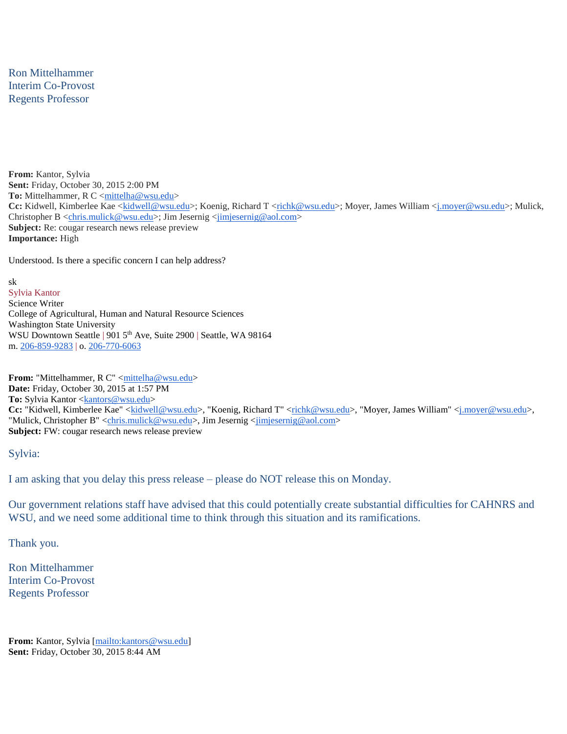Ron Mittelhammer
Interim Co-Provost
Regents Professor

**From:** Kantor, Sylvia
**Sent:** Friday, October 30, 2015 2:00 PM
**To:** Mittelhammer, R C <mittelha@wsu.edu>
**Cc:** Kidwell, Kimberlee Kae <kidwell@wsu.edu>; Koenig, Richard T <richk@wsu.edu>; Moyer, James William <j.moyer@wsu.edu>; Mulick, Christopher B <chris.mulick@wsu.edu>; Jim Jesernig <jimjesernig@aol.com>
**Subject:** Re: cougar research news release preview
**Importance:** High

Understood. Is there a specific concern I can help address?

sk
Sylvia Kantor
Science Writer
College of Agricultural, Human and Natural Resource Sciences
Washington State University
WSU Downtown Seattle | 901 5th Ave, Suite 2900 | Seattle, WA 98164
m. 206-859-9283 | o. 206-770-6063

**From:** "Mittelhammer, R C" <mittelha@wsu.edu>
**Date:** Friday, October 30, 2015 at 1:57 PM
**To:** Sylvia Kantor <kantors@wsu.edu>
**Cc:** "Kidwell, Kimberlee Kae" <kidwell@wsu.edu>, "Koenig, Richard T" <richk@wsu.edu>, "Moyer, James William" <j.moyer@wsu.edu>, "Mulick, Christopher B" <chris.mulick@wsu.edu>, Jim Jesernig <jimjesernig@aol.com>
**Subject:** FW: cougar research news release preview

Sylvia:

I am asking that you delay this press release – please do NOT release this on Monday.

Our government relations staff have advised that this could potentially create substantial difficulties for CAHNRS and WSU, and we need some additional time to think through this situation and its ramifications.

Thank you.

Ron Mittelhammer
Interim Co-Provost
Regents Professor

**From:** Kantor, Sylvia [mailto:kantors@wsu.edu]
**Sent:** Friday, October 30, 2015 8:44 AM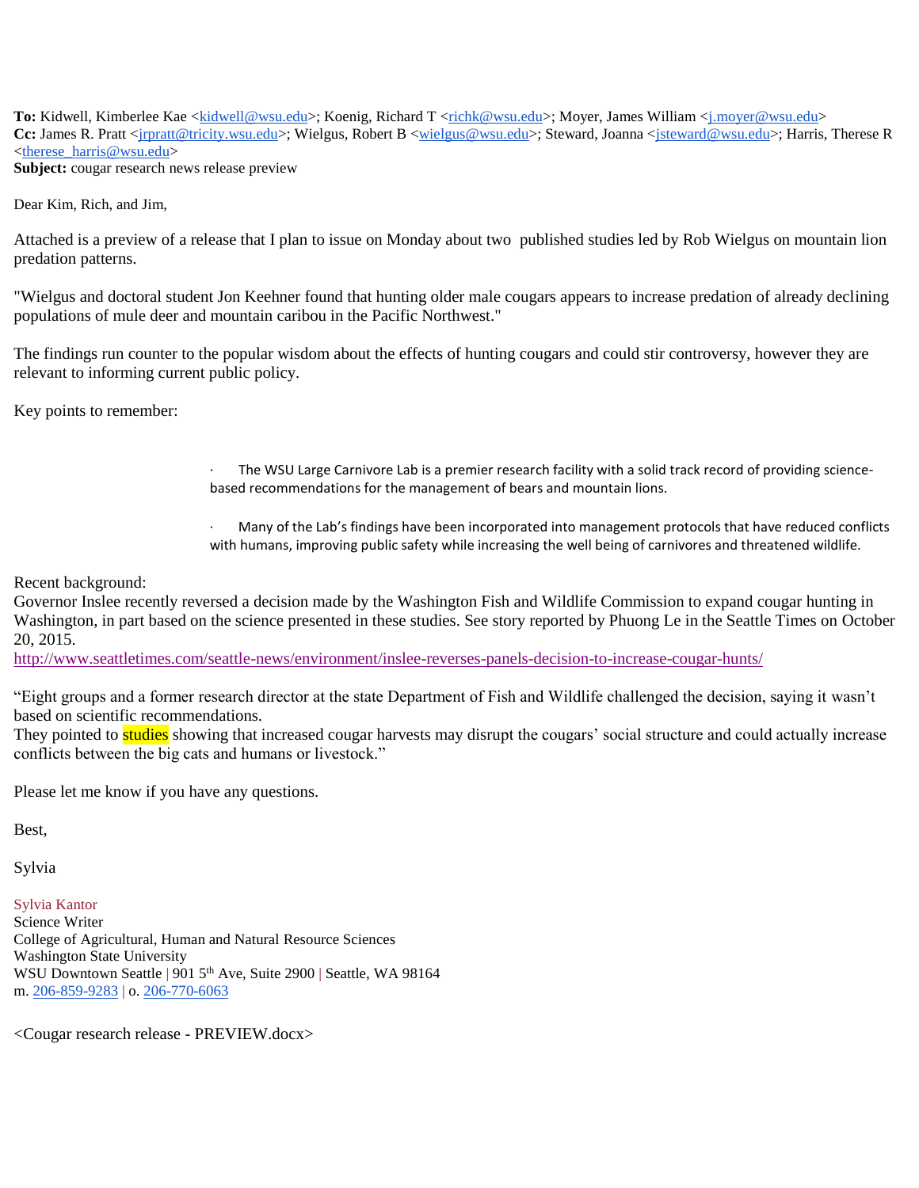**To:** Kidwell, Kimberlee Kae <kidwell@wsu.edu>; Koenig, Richard T <richk@wsu.edu>; Moyer, James William <j.moyer@wsu.edu>
**Cc:** James R. Pratt <jrpratt@tricity.wsu.edu>; Wielgus, Robert B <wielgus@wsu.edu>; Steward, Joanna <jsteward@wsu.edu>; Harris, Therese R <therese_harris@wsu.edu>
**Subject:** cougar research news release preview

Dear Kim, Rich, and Jim,

Attached is a preview of a release that I plan to issue on Monday about two published studies led by Rob Wielgus on mountain lion predation patterns.

"Wielgus and doctoral student Jon Keehner found that hunting older male cougars appears to increase predation of already declining populations of mule deer and mountain caribou in the Pacific Northwest."

The findings run counter to the popular wisdom about the effects of hunting cougars and could stir controversy, however they are relevant to informing current public policy.

Key points to remember:

- The WSU Large Carnivore Lab is a premier research facility with a solid track record of providing science-based recommendations for the management of bears and mountain lions.
- Many of the Lab's findings have been incorporated into management protocols that have reduced conflicts with humans, improving public safety while increasing the well being of carnivores and threatened wildlife.

Recent background:
Governor Inslee recently reversed a decision made by the Washington Fish and Wildlife Commission to expand cougar hunting in Washington, in part based on the science presented in these studies. See story reported by Phuong Le in the Seattle Times on October 20, 2015.
http://www.seattletimes.com/seattle-news/environment/inslee-reverses-panels-decision-to-increase-cougar-hunts/

"Eight groups and a former research director at the state Department of Fish and Wildlife challenged the decision, saying it wasn't based on scientific recommendations.
They pointed to studies showing that increased cougar harvests may disrupt the cougars' social structure and could actually increase conflicts between the big cats and humans or livestock."

Please let me know if you have any questions.

Best,

Sylvia

Sylvia Kantor
Science Writer
College of Agricultural, Human and Natural Resource Sciences
Washington State University
WSU Downtown Seattle | 901 5th Ave, Suite 2900 | Seattle, WA 98164
m. 206-859-9283 | o. 206-770-6063

<Cougar research release - PREVIEW.docx>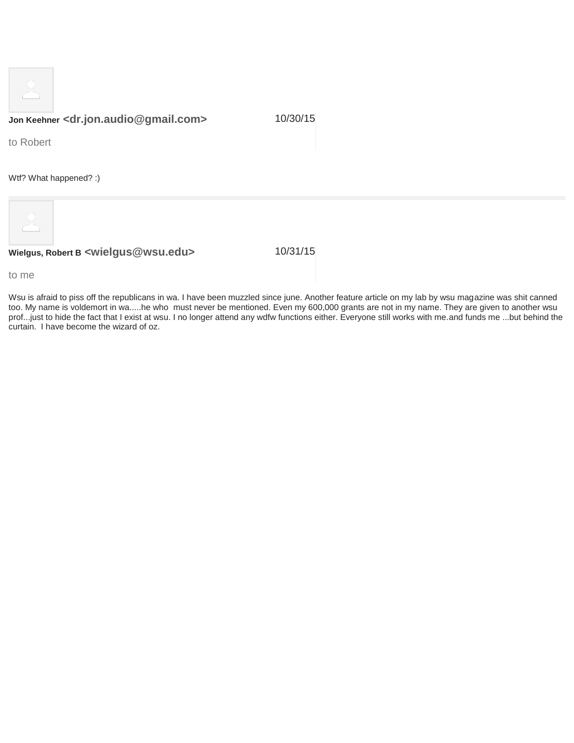**Jon Keehner** <dr.jon.audio@gmail.com> 10/30/15

to Robert

Wtf? What happened? :)

---

**Wielgus, Robert B** <wielgus@wsu.edu> 10/31/15

to me

Wsu is afraid to piss off the republicans in wa. I have been muzzled since june. Another feature article on my lab by wsu magazine was shit canned too. My name is voldemort in wa.....he who must never be mentioned. Even my 600,000 grants are not in my name. They are given to another wsu prof...just to hide the fact that I exist at wsu. I no longer attend any wdfw functions either. Everyone still works with me.and funds me ...but behind the curtain. I have become the wizard of oz.